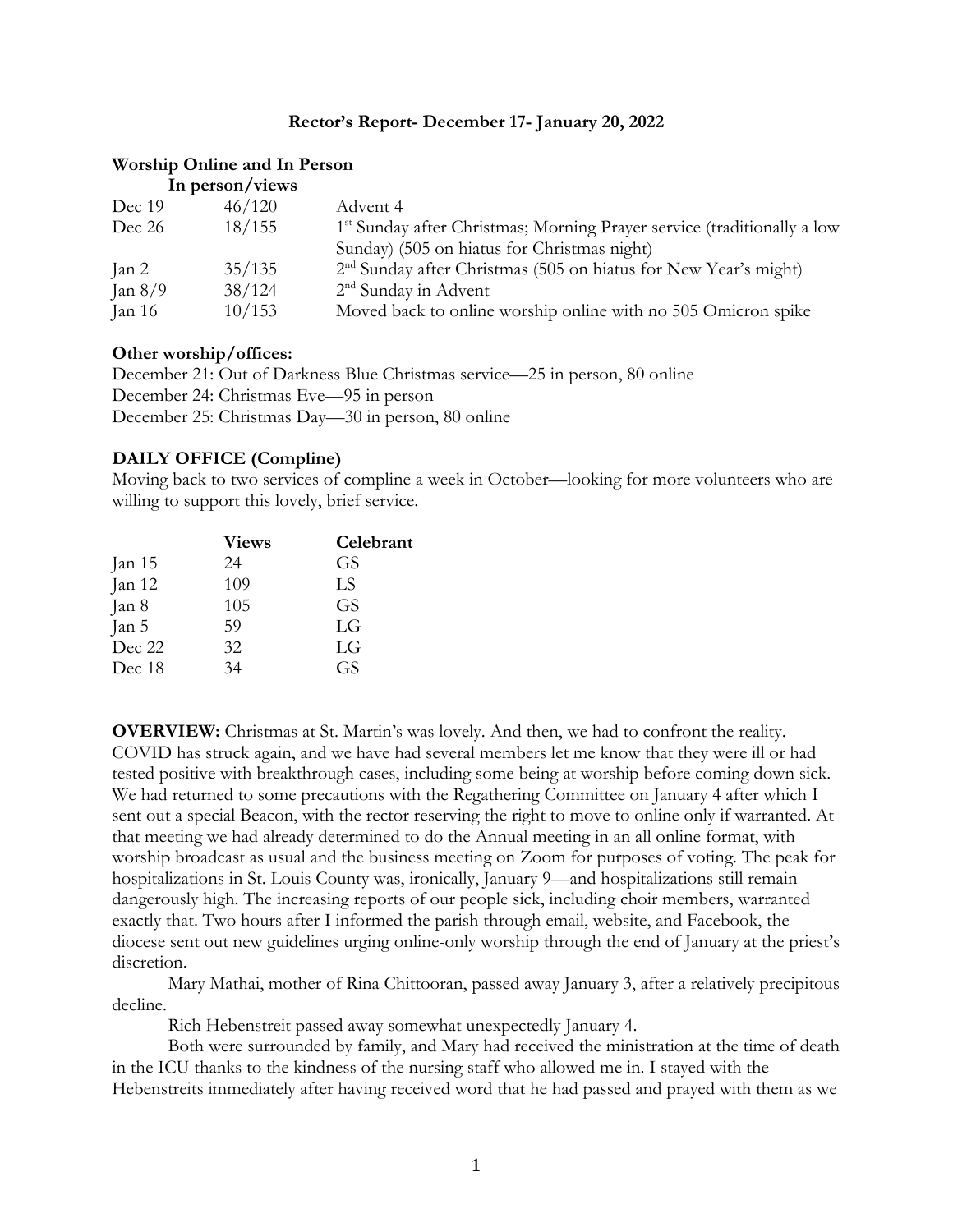**Rector's Report- December 17- January 20, 2022**

**Worship Online and In Person**

| | In person/views | |
|---|---|---|
| Dec 19 | 46/120 | Advent 4 |
| Dec 26 | 18/155 | 1st Sunday after Christmas; Morning Prayer service (traditionally a low Sunday) (505 on hiatus for Christmas night) |
| Jan 2 | 35/135 | 2nd Sunday after Christmas (505 on hiatus for New Year's might) |
| Jan 8/9 | 38/124 | 2nd Sunday in Advent |
| Jan 16 | 10/153 | Moved back to online worship online with no 505 Omicron spike |

**Other worship/offices:**

December 21: Out of Darkness Blue Christmas service—25 in person, 80 online
December 24: Christmas Eve—95 in person
December 25: Christmas Day—30 in person, 80 online

**DAILY OFFICE (Compline)**

Moving back to two services of compline a week in October—looking for more volunteers who are willing to support this lovely, brief service.

| | **Views** | **Celebrant** |
|---|---|---|
| Jan 15 | 24 | GS |
| Jan 12 | 109 | LS |
| Jan 8 | 105 | GS |
| Jan 5 | 59 | LG |
| Dec 22 | 32 | LG |
| Dec 18 | 34 | GS |

**OVERVIEW:** Christmas at St. Martin's was lovely. And then, we had to confront the reality. COVID has struck again, and we have had several members let me know that they were ill or had tested positive with breakthrough cases, including some being at worship before coming down sick. We had returned to some precautions with the Regathering Committee on January 4 after which I sent out a special Beacon, with the rector reserving the right to move to online only if warranted. At that meeting we had already determined to do the Annual meeting in an all online format, with worship broadcast as usual and the business meeting on Zoom for purposes of voting. The peak for hospitalizations in St. Louis County was, ironically, January 9—and hospitalizations still remain dangerously high. The increasing reports of our people sick, including choir members, warranted exactly that. Two hours after I informed the parish through email, website, and Facebook, the diocese sent out new guidelines urging online-only worship through the end of January at the priest's discretion.

Mary Mathai, mother of Rina Chittooran, passed away January 3, after a relatively precipitous decline.

Rich Hebenstreit passed away somewhat unexpectedly January 4.

Both were surrounded by family, and Mary had received the ministration at the time of death in the ICU thanks to the kindness of the nursing staff who allowed me in. I stayed with the Hebenstreits immediately after having received word that he had passed and prayed with them as we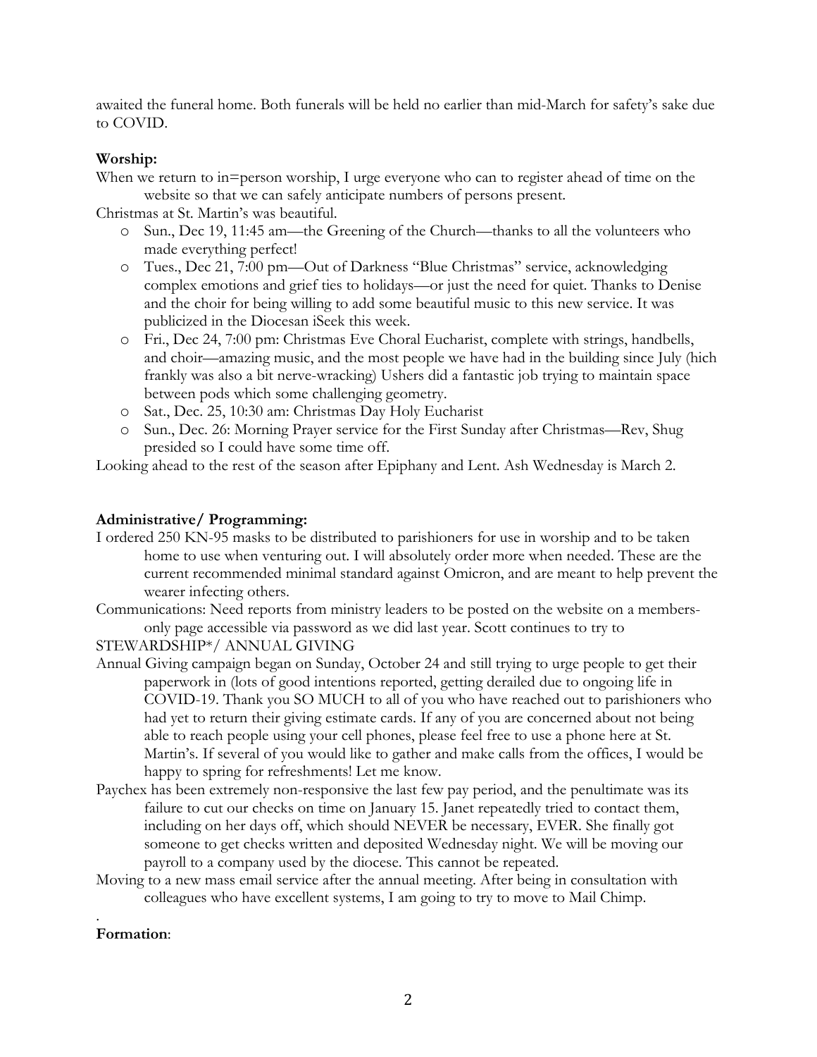awaited the funeral home. Both funerals will be held no earlier than mid-March for safety's sake due to COVID.

**Worship:**

When we return to in=person worship, I urge everyone who can to register ahead of time on the website so that we can safely anticipate numbers of persons present.

Christmas at St. Martin's was beautiful.

- Sun., Dec 19, 11:45 am—the Greening of the Church—thanks to all the volunteers who made everything perfect!
- Tues., Dec 21, 7:00 pm—Out of Darkness "Blue Christmas" service, acknowledging complex emotions and grief ties to holidays—or just the need for quiet. Thanks to Denise and the choir for being willing to add some beautiful music to this new service. It was publicized in the Diocesan iSeek this week.
- Fri., Dec 24, 7:00 pm: Christmas Eve Choral Eucharist, complete with strings, handbells, and choir—amazing music, and the most people we have had in the building since July (hich frankly was also a bit nerve-wracking) Ushers did a fantastic job trying to maintain space between pods which some challenging geometry.
- Sat., Dec. 25, 10:30 am: Christmas Day Holy Eucharist
- Sun., Dec. 26: Morning Prayer service for the First Sunday after Christmas—Rev, Shug presided so I could have some time off.

Looking ahead to the rest of the season after Epiphany and Lent. Ash Wednesday is March 2.

**Administrative/ Programming:**

I ordered 250 KN-95 masks to be distributed to parishioners for use in worship and to be taken home to use when venturing out. I will absolutely order more when needed. These are the current recommended minimal standard against Omicron, and are meant to help prevent the wearer infecting others.

Communications: Need reports from ministry leaders to be posted on the website on a members-only page accessible via password as we did last year. Scott continues to try to

STEWARDSHIP*/ ANNUAL GIVING

Annual Giving campaign began on Sunday, October 24 and still trying to urge people to get their paperwork in (lots of good intentions reported, getting derailed due to ongoing life in COVID-19. Thank you SO MUCH to all of you who have reached out to parishioners who had yet to return their giving estimate cards. If any of you are concerned about not being able to reach people using your cell phones, please feel free to use a phone here at St. Martin's. If several of you would like to gather and make calls from the offices, I would be happy to spring for refreshments! Let me know.

Paychex has been extremely non-responsive the last few pay period, and the penultimate was its failure to cut our checks on time on January 15. Janet repeatedly tried to contact them, including on her days off, which should NEVER be necessary, EVER. She finally got someone to get checks written and deposited Wednesday night. We will be moving our payroll to a company used by the diocese. This cannot be repeated.

Moving to a new mass email service after the annual meeting. After being in consultation with colleagues who have excellent systems, I am going to try to move to Mail Chimp.

.

**Formation**: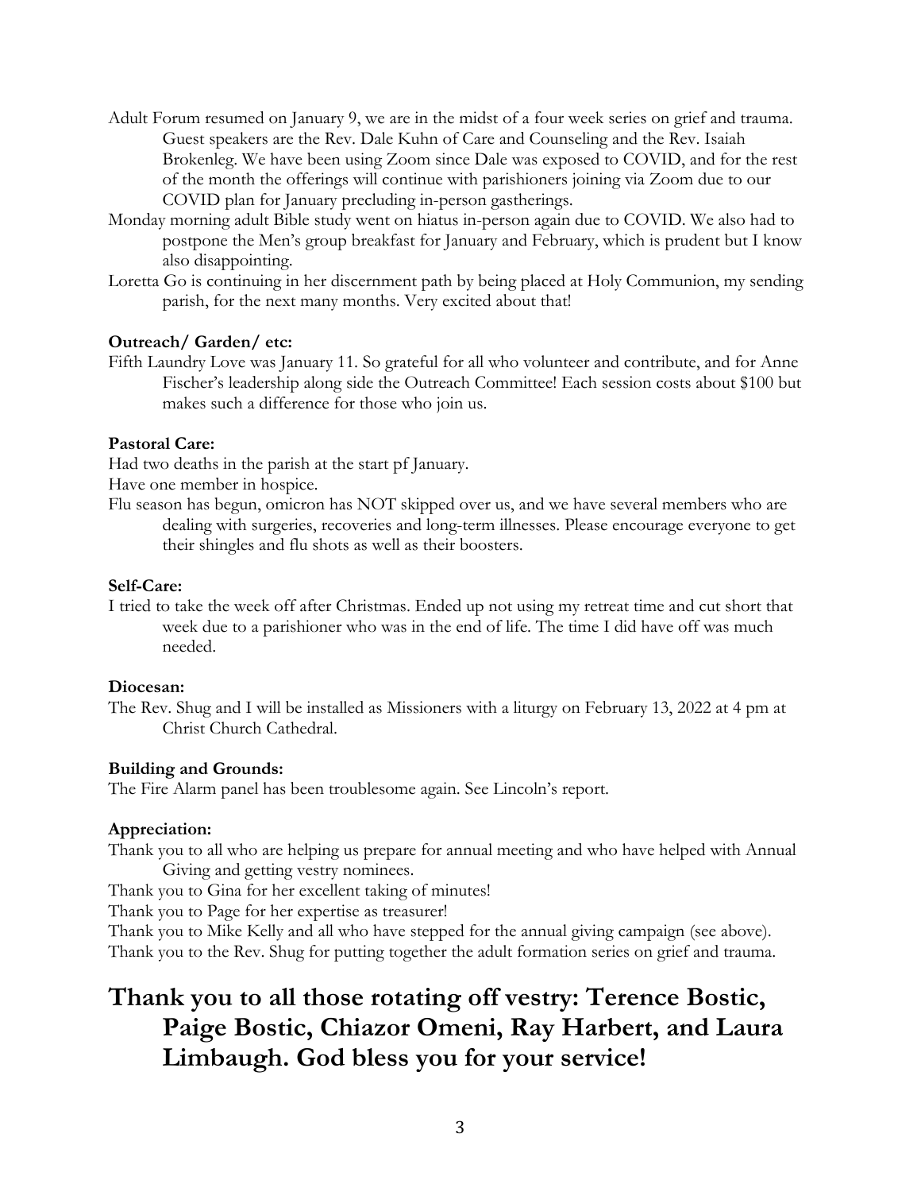Adult Forum resumed on January 9, we are in the midst of a four week series on grief and trauma. Guest speakers are the Rev. Dale Kuhn of Care and Counseling and the Rev. Isaiah Brokenleg. We have been using Zoom since Dale was exposed to COVID, and for the rest of the month the offerings will continue with parishioners joining via Zoom due to our COVID plan for January precluding in-person gastherings.

Monday morning adult Bible study went on hiatus in-person again due to COVID. We also had to postpone the Men's group breakfast for January and February, which is prudent but I know also disappointing.

Loretta Go is continuing in her discernment path by being placed at Holy Communion, my sending parish, for the next many months. Very excited about that!

**Outreach/ Garden/ etc:**

Fifth Laundry Love was January 11. So grateful for all who volunteer and contribute, and for Anne Fischer's leadership along side the Outreach Committee! Each session costs about $100 but makes such a difference for those who join us.

**Pastoral Care:**

Had two deaths in the parish at the start pf January.

Have one member in hospice.

Flu season has begun, omicron has NOT skipped over us, and we have several members who are dealing with surgeries, recoveries and long-term illnesses. Please encourage everyone to get their shingles and flu shots as well as their boosters.

**Self-Care:**

I tried to take the week off after Christmas. Ended up not using my retreat time and cut short that week due to a parishioner who was in the end of life. The time I did have off was much needed.

**Diocesan:**

The Rev. Shug and I will be installed as Missioners with a liturgy on February 13, 2022 at 4 pm at Christ Church Cathedral.

**Building and Grounds:**

The Fire Alarm panel has been troublesome again. See Lincoln's report.

**Appreciation:**

Thank you to all who are helping us prepare for annual meeting and who have helped with Annual Giving and getting vestry nominees.

Thank you to Gina for her excellent taking of minutes!

Thank you to Page for her expertise as treasurer!

Thank you to Mike Kelly and all who have stepped for the annual giving campaign (see above).

Thank you to the Rev. Shug for putting together the adult formation series on grief and trauma.

## Thank you to all those rotating off vestry: Terence Bostic, Paige Bostic, Chiazor Omeni, Ray Harbert, and Laura Limbaugh. God bless you for your service!